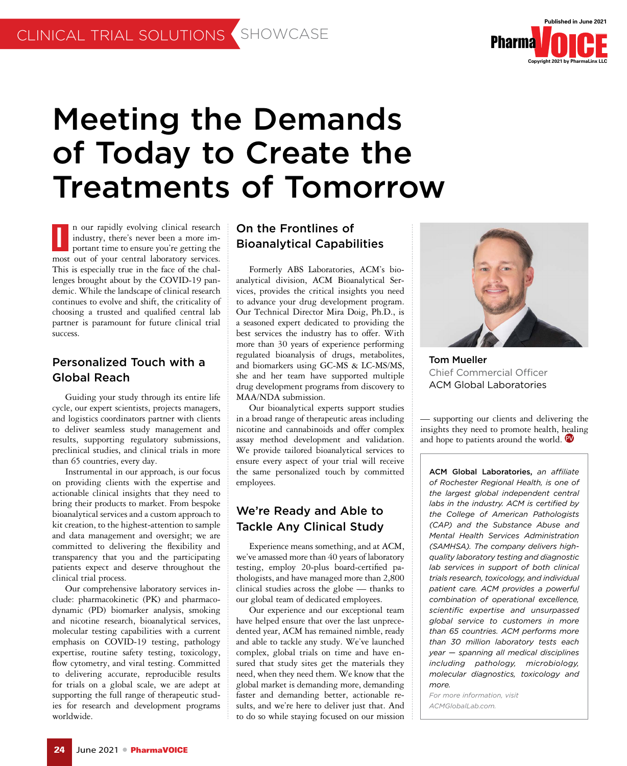# Meeting the Demands of Today to Create the Treatments of Tomorrow

In our rapidly evolving clinical research industry, there's never been a more important time to ensure you're getting the most out of your central laboratory services. This is especially true in the face of the challenges brought about by the COVID-19 pandemic. While the landscape of clinical research continues to evolve and shift, the criticality of choosing a trusted and qualified central lab partner is paramount for future clinical trial success.

## Personalized Touch with a Global Reach

Guiding your study through its entire life cycle, our expert scientists, projects managers, and logistics coordinators partner with clients to deliver seamless study management and results, supporting regulatory submissions, preclinical studies, and clinical trials in more than 65 countries, every day.

Instrumental in our approach, is our focus on providing clients with the expertise and actionable clinical insights that they need to bring their products to market. From bespoke bioanalytical services and a custom approach to kit creation, to the highest-attention to sample and data management and oversight; we are committed to delivering the flexibility and transparency that you and the participating patients expect and deserve throughout the clinical trial process.

Our comprehensive laboratory services include: pharmacokinetic (PK) and pharmacodynamic (PD) biomarker analysis, smoking and nicotine research, bioanalytical services, molecular testing capabilities with a current emphasis on COVID-19 testing, pathology expertise, routine safety testing, toxicology, flow cytometry, and viral testing. Committed to delivering accurate, reproducible results for trials on a global scale, we are adept at supporting the full range of therapeutic studies for research and development programs worldwide.

## On the Frontlines of Bioanalytical Capabilities

Formerly ABS Laboratories, ACM's bioanalytical division, ACM Bioanalytical Services, provides the critical insights you need to advance your drug development program. Our Technical Director Mira Doig, Ph.D., is a seasoned expert dedicated to providing the best services the industry has to offer. With more than 30 years of experience performing regulated bioanalysis of drugs, metabolites, and biomarkers using GC-MS & LC-MS/MS, she and her team have supported multiple drug development programs from discovery to MAA/NDA submission.

Our bioanalytical experts support studies in a broad range of therapeutic areas including nicotine and cannabinoids and offer complex assay method development and validation. We provide tailored bioanalytical services to ensure every aspect of your trial will receive the same personalized touch by committed employees.

## We're Ready and Able to Tackle Any Clinical Study

Experience means something, and at ACM, we've amassed more than 40 years of laboratory testing, employ 20-plus board-certified pathologists, and have managed more than 2,800 clinical studies across the globe — thanks to our global team of dedicated employees.

Our experience and our exceptional team have helped ensure that over the last unprecedented year, ACM has remained nimble, ready and able to tackle any study. We've launched complex, global trials on time and have ensured that study sites get the materials they need, when they need them. We know that the global market is demanding more, demanding faster and demanding better, actionable results, and we're here to deliver just that. And to do so while staying focused on our mission — supporting our clients and delivering the insights they need to promote health, healing and hope to patients around the world.

**Tom Mueller**
Chief Commercial Officer
ACM Global Laboratories

**ACM Global Laboratories,** *an affiliate of Rochester Regional Health, is one of the largest global independent central labs in the industry. ACM is certified by the College of American Pathologists (CAP) and the Substance Abuse and Mental Health Services Administration (SAMHSA). The company delivers high-quality laboratory testing and diagnostic lab services in support of both clinical trials research, toxicology, and individual patient care. ACM provides a powerful combination of operational excellence, scientific expertise and unsurpassed global service to customers in more than 65 countries. ACM performs more than 30 million laboratory tests each year — spanning all medical disciplines including pathology, microbiology, molecular diagnostics, toxicology and more.*

*For more information, visit ACMGlobalLab.com.*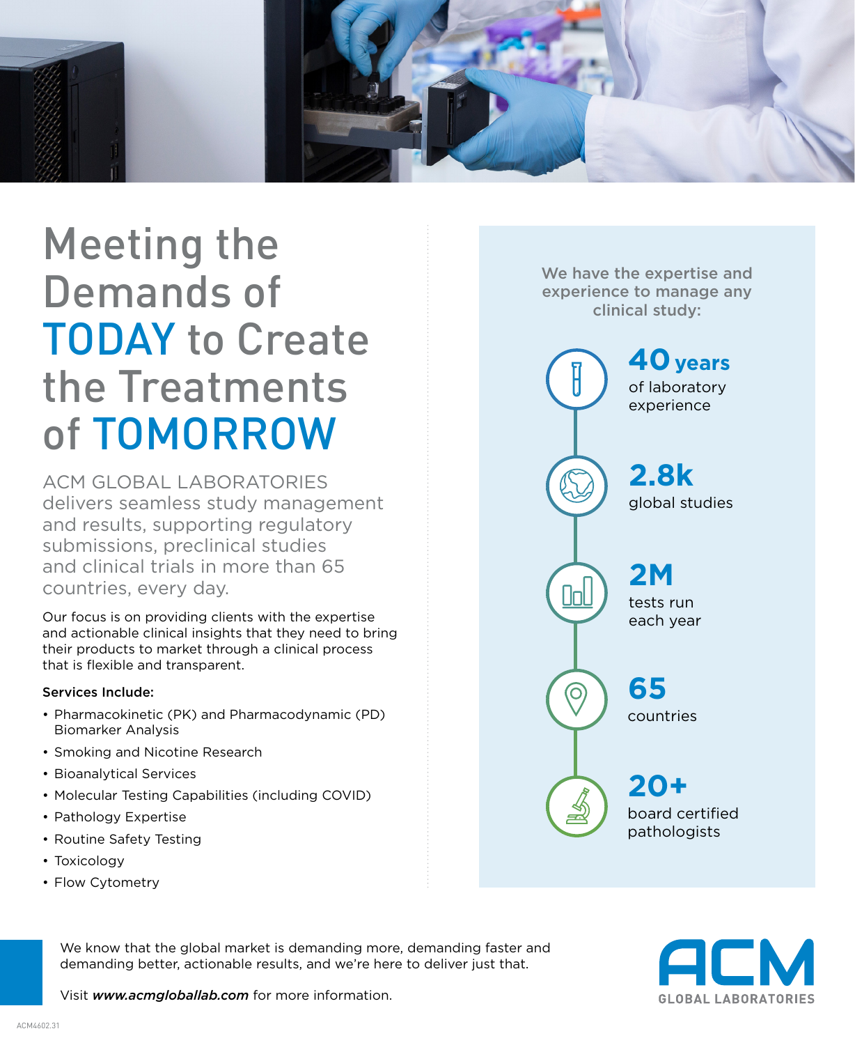# Meeting the Demands of TODAY to Create the Treatments of TOMORROW

ACM GLOBAL LABORATORIES delivers seamless study management and results, supporting regulatory submissions, preclinical studies and clinical trials in more than 65 countries, every day.

Our focus is on providing clients with the expertise and actionable clinical insights that they need to bring their products to market through a clinical process that is flexible and transparent.

**Services Include:**

- Pharmacokinetic (PK) and Pharmacodynamic (PD) Biomarker Analysis
- Smoking and Nicotine Research
- Bioanalytical Services
- Molecular Testing Capabilities (including COVID)
- Pathology Expertise
- Routine Safety Testing
- Toxicology
- Flow Cytometry

We have the expertise and experience to manage any clinical study:

**40 years**
of laboratory experience

**2.8k**
global studies

**2M**
tests run each year

**65**
countries

**20+**
board certified pathologists

We know that the global market is demanding more, demanding faster and demanding better, actionable results, and we're here to deliver just that.

Visit ***www.acmgloballab.com*** for more information.

ACM
GLOBAL LABORATORIES

ACM4602.31